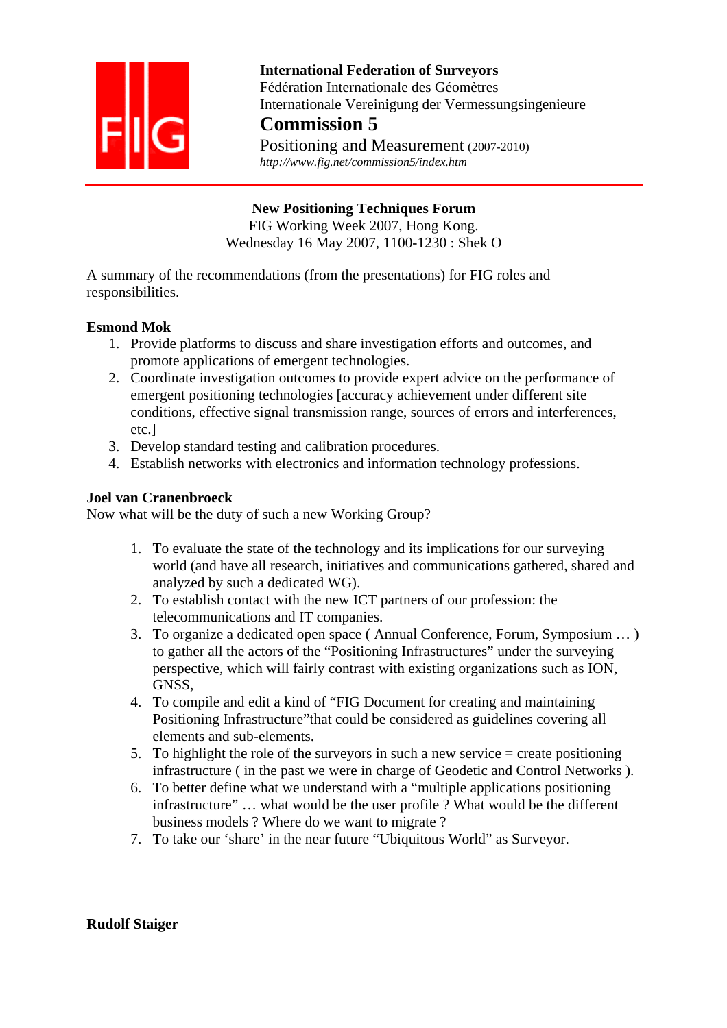**International Federation of Surveyors**
Fédération Internationale des Géomètres
Internationale Vereinigung der Vermessungsingenieure

# Commission 5

Positioning and Measurement (2007-2010)
*http://www.fig.net/commission5/index.htm*

---

**New Positioning Techniques Forum**
FIG Working Week 2007, Hong Kong.
Wednesday 16 May 2007, 1100-1230 : Shek O

A summary of the recommendations (from the presentations) for FIG roles and responsibilities.

**Esmond Mok**

1. Provide platforms to discuss and share investigation efforts and outcomes, and promote applications of emergent technologies.
2. Coordinate investigation outcomes to provide expert advice on the performance of emergent positioning technologies [accuracy achievement under different site conditions, effective signal transmission range, sources of errors and interferences, etc.]
3. Develop standard testing and calibration procedures.
4. Establish networks with electronics and information technology professions.

**Joel van Cranenbroeck**

Now what will be the duty of such a new Working Group?

1. To evaluate the state of the technology and its implications for our surveying world (and have all research, initiatives and communications gathered, shared and analyzed by such a dedicated WG).
2. To establish contact with the new ICT partners of our profession: the telecommunications and IT companies.
3. To organize a dedicated open space ( Annual Conference, Forum, Symposium … ) to gather all the actors of the "Positioning Infrastructures" under the surveying perspective, which will fairly contrast with existing organizations such as ION, GNSS,
4. To compile and edit a kind of "FIG Document for creating and maintaining Positioning Infrastructure"that could be considered as guidelines covering all elements and sub-elements.
5. To highlight the role of the surveyors in such a new service = create positioning infrastructure ( in the past we were in charge of Geodetic and Control Networks ).
6. To better define what we understand with a "multiple applications positioning infrastructure" … what would be the user profile ? What would be the different business models ? Where do we want to migrate ?
7. To take our 'share' in the near future "Ubiquitous World" as Surveyor.

**Rudolf Staiger**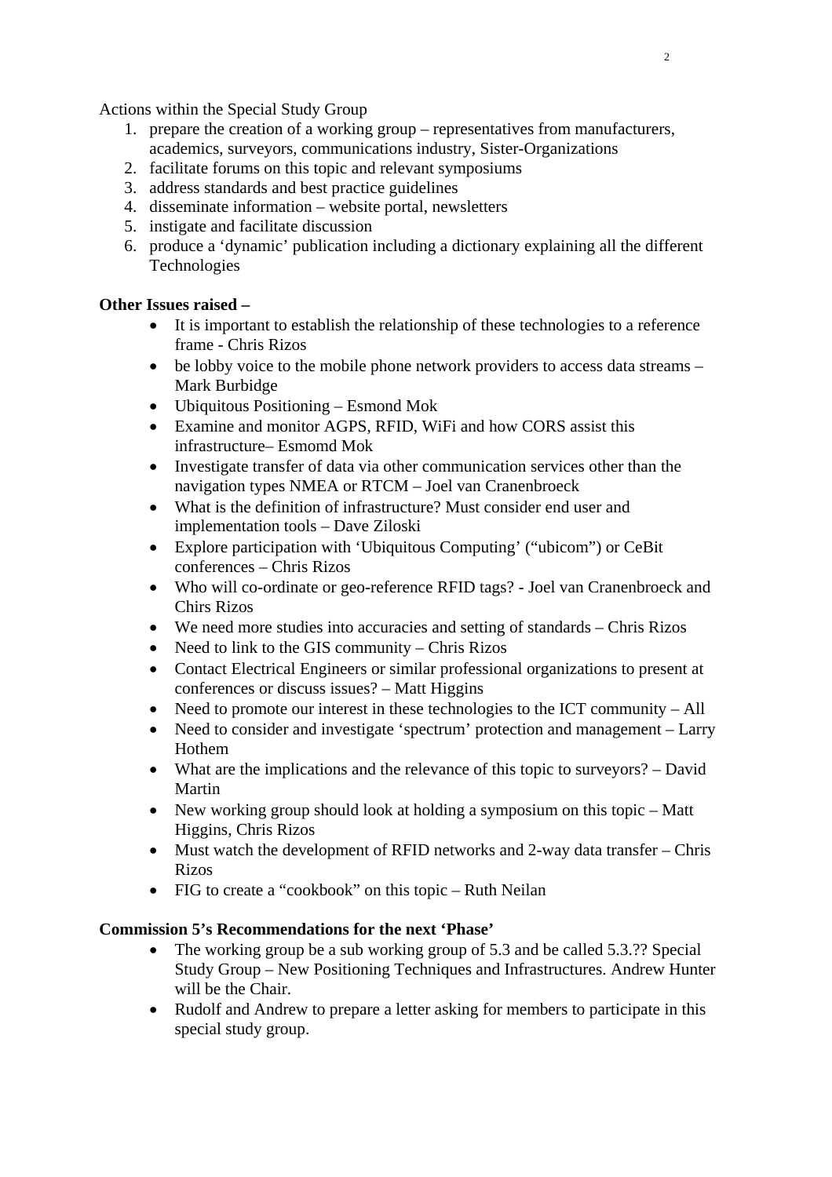Actions within the Special Study Group

1. prepare the creation of a working group – representatives from manufacturers, academics, surveyors, communications industry, Sister-Organizations
2. facilitate forums on this topic and relevant symposiums
3. address standards and best practice guidelines
4. disseminate information – website portal, newsletters
5. instigate and facilitate discussion
6. produce a 'dynamic' publication including a dictionary explaining all the different Technologies

**Other Issues raised –**

- It is important to establish the relationship of these technologies to a reference frame - Chris Rizos
- be lobby voice to the mobile phone network providers to access data streams – Mark Burbidge
- Ubiquitous Positioning – Esmond Mok
- Examine and monitor AGPS, RFID, WiFi and how CORS assist this infrastructure– Esmomd Mok
- Investigate transfer of data via other communication services other than the navigation types NMEA or RTCM – Joel van Cranenbroeck
- What is the definition of infrastructure? Must consider end user and implementation tools – Dave Ziloski
- Explore participation with 'Ubiquitous Computing' ("ubicom") or CeBit conferences – Chris Rizos
- Who will co-ordinate or geo-reference RFID tags? - Joel van Cranenbroeck and Chirs Rizos
- We need more studies into accuracies and setting of standards – Chris Rizos
- Need to link to the GIS community – Chris Rizos
- Contact Electrical Engineers or similar professional organizations to present at conferences or discuss issues? – Matt Higgins
- Need to promote our interest in these technologies to the ICT community – All
- Need to consider and investigate 'spectrum' protection and management – Larry Hothem
- What are the implications and the relevance of this topic to surveyors? – David Martin
- New working group should look at holding a symposium on this topic – Matt Higgins, Chris Rizos
- Must watch the development of RFID networks and 2-way data transfer – Chris Rizos
- FIG to create a "cookbook" on this topic – Ruth Neilan

**Commission 5's Recommendations for the next 'Phase'**

- The working group be a sub working group of 5.3 and be called 5.3.?? Special Study Group – New Positioning Techniques and Infrastructures. Andrew Hunter will be the Chair.
- Rudolf and Andrew to prepare a letter asking for members to participate in this special study group.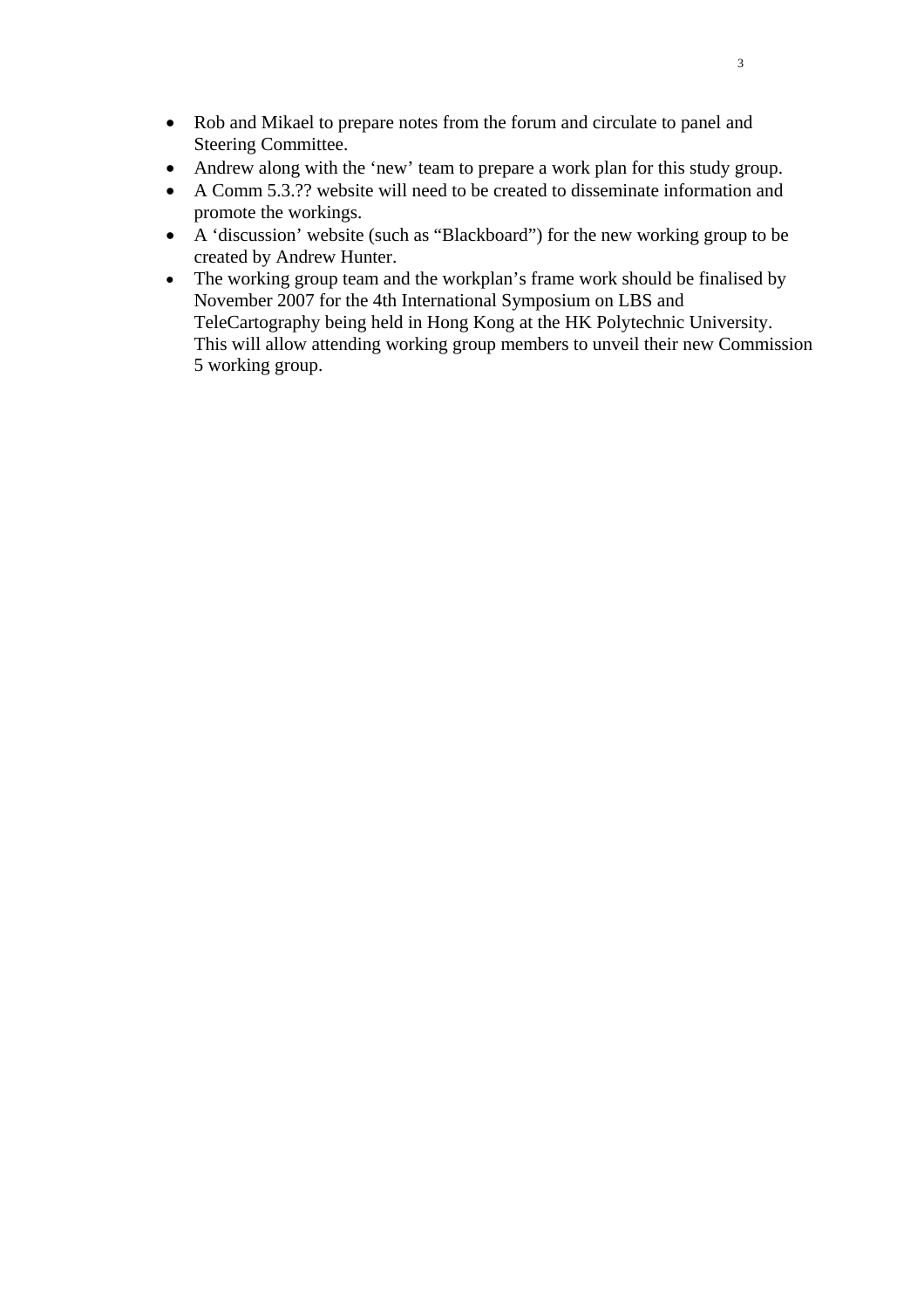- Rob and Mikael to prepare notes from the forum and circulate to panel and Steering Committee.
- Andrew along with the 'new' team to prepare a work plan for this study group.
- A Comm 5.3.?? website will need to be created to disseminate information and promote the workings.
- A 'discussion' website (such as "Blackboard") for the new working group to be created by Andrew Hunter.
- The working group team and the workplan's frame work should be finalised by November 2007 for the 4th International Symposium on LBS and TeleCartography being held in Hong Kong at the HK Polytechnic University. This will allow attending working group members to unveil their new Commission 5 working group.